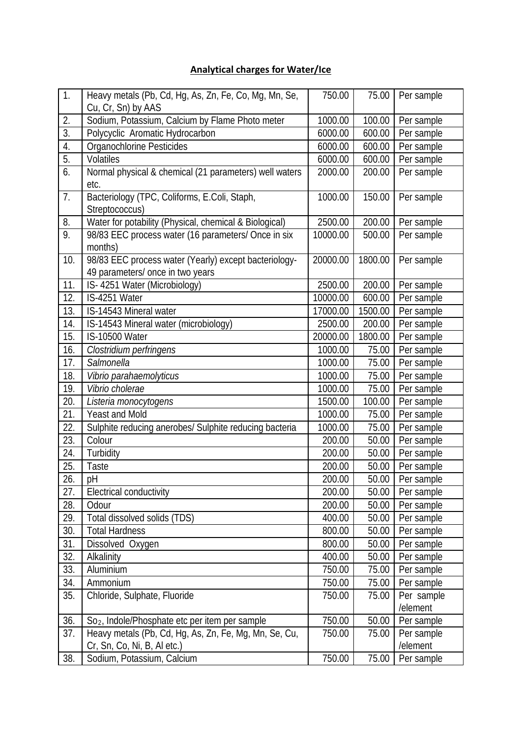## **Analytical charges for Water/Ice**

| | | | | |
|---|---|---|---|---|
| 1. | Heavy metals (Pb, Cd, Hg, As, Zn, Fe, Co, Mg, Mn, Se, Cu, Cr, Sn) by AAS | 750.00 | 75.00 | Per sample |
| 2. | Sodium, Potassium, Calcium by Flame Photo meter | 1000.00 | 100.00 | Per sample |
| 3. | Polycyclic Aromatic Hydrocarbon | 6000.00 | 600.00 | Per sample |
| 4. | Organochlorine Pesticides | 6000.00 | 600.00 | Per sample |
| 5. | Volatiles | 6000.00 | 600.00 | Per sample |
| 6. | Normal physical & chemical (21 parameters) well waters etc. | 2000.00 | 200.00 | Per sample |
| 7. | Bacteriology (TPC, Coliforms, E.Coli, Staph, Streptococcus) | 1000.00 | 150.00 | Per sample |
| 8. | Water for potability (Physical, chemical & Biological) | 2500.00 | 200.00 | Per sample |
| 9. | 98/83 EEC process water (16 parameters/ Once in six months) | 10000.00 | 500.00 | Per sample |
| 10. | 98/83 EEC process water (Yearly) except bacteriology- 49 parameters/ once in two years | 20000.00 | 1800.00 | Per sample |
| 11. | IS- 4251 Water (Microbiology) | 2500.00 | 200.00 | Per sample |
| 12. | IS-4251 Water | 10000.00 | 600.00 | Per sample |
| 13. | IS-14543 Mineral water | 17000.00 | 1500.00 | Per sample |
| 14. | IS-14543 Mineral water (microbiology) | 2500.00 | 200.00 | Per sample |
| 15. | IS-10500 Water | 20000.00 | 1800.00 | Per sample |
| 16. | *Clostridium perfringens* | 1000.00 | 75.00 | Per sample |
| 17. | *Salmonella* | 1000.00 | 75.00 | Per sample |
| 18. | *Vibrio parahaemolyticus* | 1000.00 | 75.00 | Per sample |
| 19. | *Vibrio cholerae* | 1000.00 | 75.00 | Per sample |
| 20. | *Listeria monocytogens* | 1500.00 | 100.00 | Per sample |
| 21. | Yeast and Mold | 1000.00 | 75.00 | Per sample |
| 22. | Sulphite reducing anerobes/ Sulphite reducing bacteria | 1000.00 | 75.00 | Per sample |
| 23. | Colour | 200.00 | 50.00 | Per sample |
| 24. | Turbidity | 200.00 | 50.00 | Per sample |
| 25. | Taste | 200.00 | 50.00 | Per sample |
| 26. | pH | 200.00 | 50.00 | Per sample |
| 27. | Electrical conductivity | 200.00 | 50.00 | Per sample |
| 28. | Odour | 200.00 | 50.00 | Per sample |
| 29. | Total dissolved solids (TDS) | 400.00 | 50.00 | Per sample |
| 30. | Total Hardness | 800.00 | 50.00 | Per sample |
| 31. | Dissolved Oxygen | 800.00 | 50.00 | Per sample |
| 32. | Alkalinity | 400.00 | 50.00 | Per sample |
| 33. | Aluminium | 750.00 | 75.00 | Per sample |
| 34. | Ammonium | 750.00 | 75.00 | Per sample |
| 35. | Chloride, Sulphate, Fluoride | 750.00 | 75.00 | Per sample /element |
| 36. | $So_2$, Indole/Phosphate etc per item per sample | 750.00 | 50.00 | Per sample |
| 37. | Heavy metals (Pb, Cd, Hg, As, Zn, Fe, Co, Mg, Mn, Se, Cu, Cr, Sn, Co, Ni, B, Al etc.) | 750.00 | 75.00 | Per sample /element |
| 38. | Sodium, Potassium, Calcium | 750.00 | 75.00 | Per sample |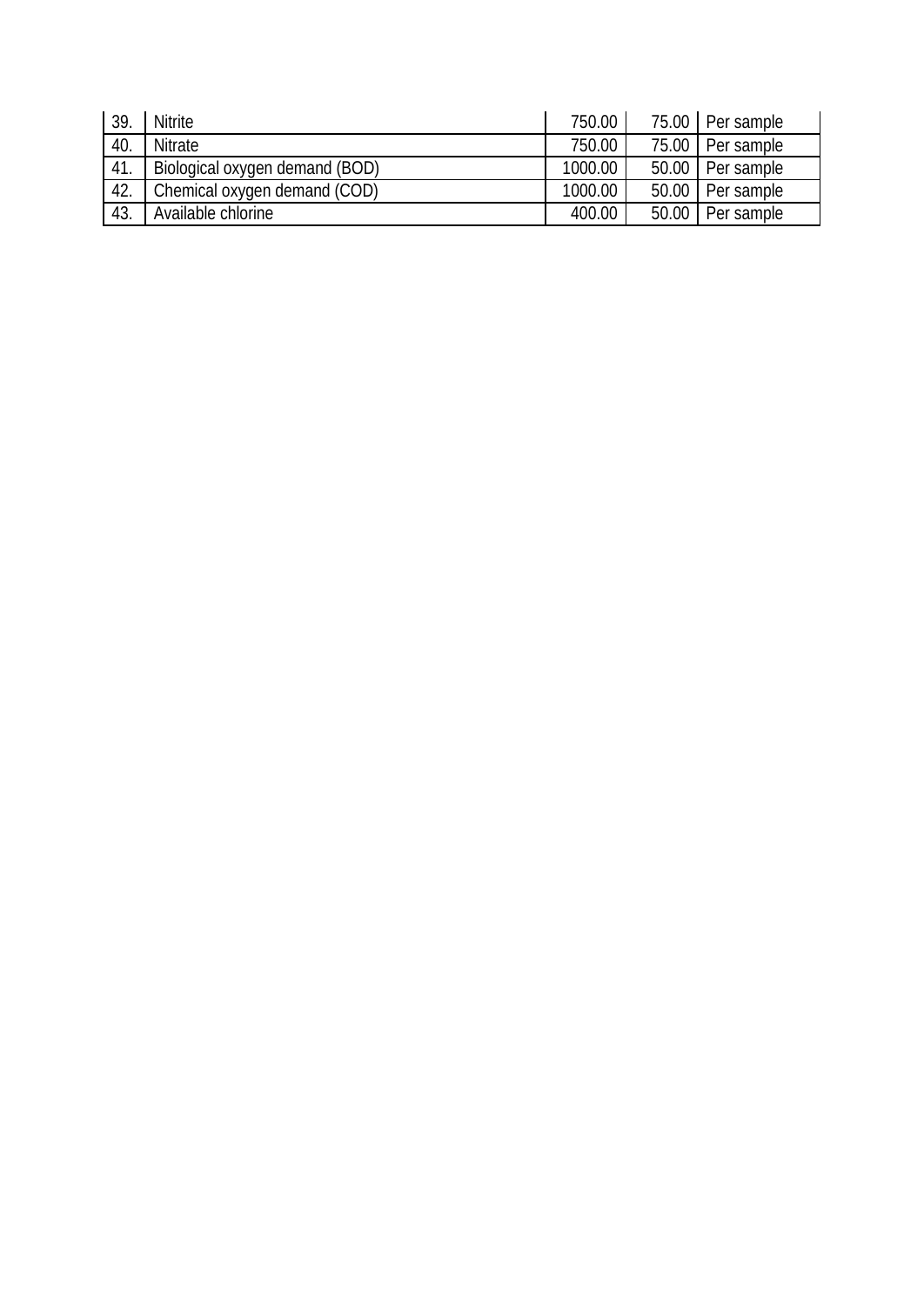| | | | | |
|---|---|---|---|---|
| 39. | Nitrite | 750.00 | 75.00 | Per sample |
| 40. | Nitrate | 750.00 | 75.00 | Per sample |
| 41. | Biological oxygen demand (BOD) | 1000.00 | 50.00 | Per sample |
| 42. | Chemical oxygen demand (COD) | 1000.00 | 50.00 | Per sample |
| 43. | Available chlorine | 400.00 | 50.00 | Per sample |